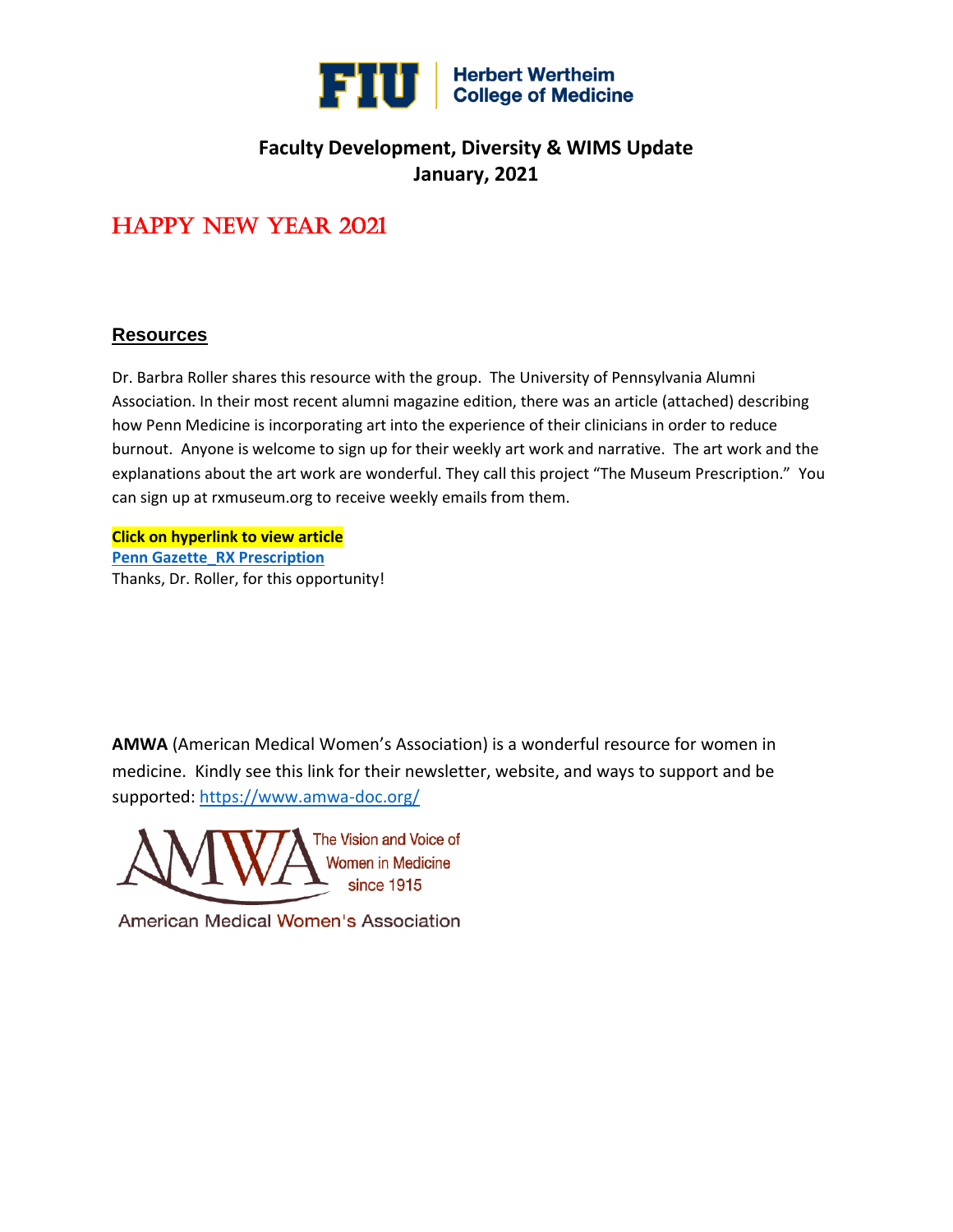**FIU | Herbert Wertheim College of Medicine**

## Faculty Development, Diversity & WIMS Update
## January, 2021

# HAPPY NEW YEAR 2021

## Resources

Dr. Barbra Roller shares this resource with the group. The University of Pennsylvania Alumni Association. In their most recent alumni magazine edition, there was an article (attached) describing how Penn Medicine is incorporating art into the experience of their clinicians in order to reduce burnout. Anyone is welcome to sign up for their weekly art work and narrative. The art work and the explanations about the art work are wonderful. They call this project "The Museum Prescription." You can sign up at rxmuseum.org to receive weekly emails from them.

**Click on hyperlink to view article**
**Penn Gazette_RX Prescription**
Thanks, Dr. Roller, for this opportunity!

**AMWA** (American Medical Women's Association) is a wonderful resource for women in medicine. Kindly see this link for their newsletter, website, and ways to support and be supported: https://www.amwa-doc.org/

AMWA The Vision and Voice of Women in Medicine since 1915

American Medical Women's Association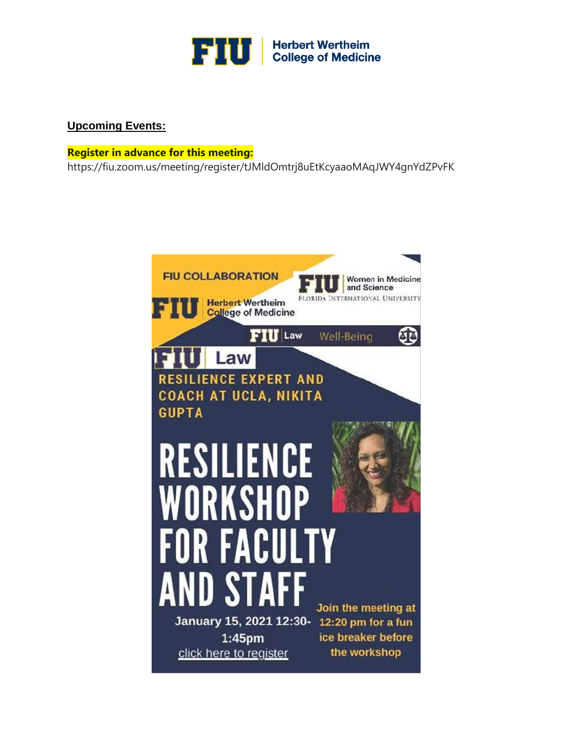**Upcoming Events:**

**Register in advance for this meeting:**
https://fiu.zoom.us/meeting/register/tJMldOmtrj8uEtKcyaaoMAqJWY4gnYdZPvFK

FIU COLLABORATION

FIU Herbert Wertheim College of Medicine

FIU Women in Medicine and Science — Florida International University

FIU Law Well-Being

FIU Law

RESILIENCE EXPERT AND COACH AT UCLA, NIKITA GUPTA

# RESILIENCE WORKSHOP FOR FACULTY AND STAFF

January 15, 2021 12:30-1:45pm

click here to register

Join the meeting at 12:20 pm for a fun ice breaker before the workshop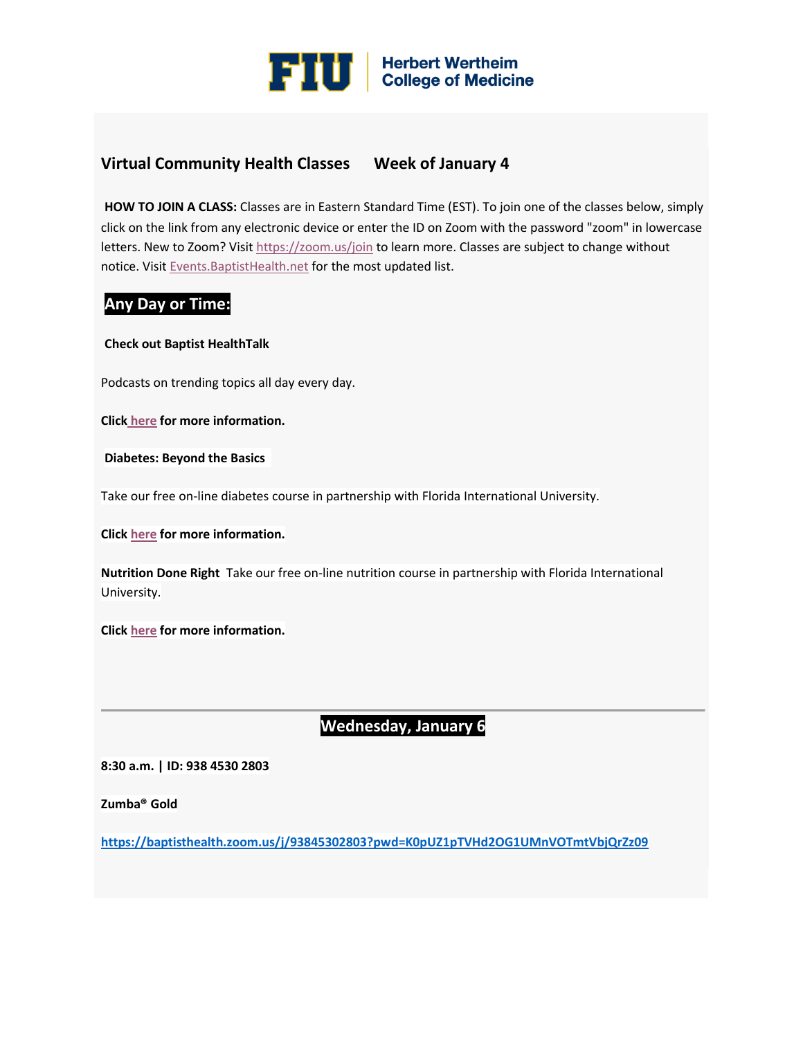FIU | Herbert Wertheim College of Medicine

## Virtual Community Health Classes Week of January 4

**HOW TO JOIN A CLASS:** Classes are in Eastern Standard Time (EST). To join one of the classes below, simply click on the link from any electronic device or enter the ID on Zoom with the password "zoom" in lowercase letters. New to Zoom? Visit https://zoom.us/join to learn more. Classes are subject to change without notice. Visit Events.BaptistHealth.net for the most updated list.

## Any Day or Time:

**Check out Baptist HealthTalk**

Podcasts on trending topics all day every day.

**Click here for more information.**

**Diabetes: Beyond the Basics**

Take our free on-line diabetes course in partnership with Florida International University.

**Click here for more information.**

**Nutrition Done Right** Take our free on-line nutrition course in partnership with Florida International University.

**Click here for more information.**

---

## Wednesday, January 6

**8:30 a.m. | ID: 938 4530 2803**

**Zumba® Gold**

**https://baptisthealth.zoom.us/j/93845302803?pwd=K0pUZ1pTVHd2OG1UMnVOTmtVbjQrZz09**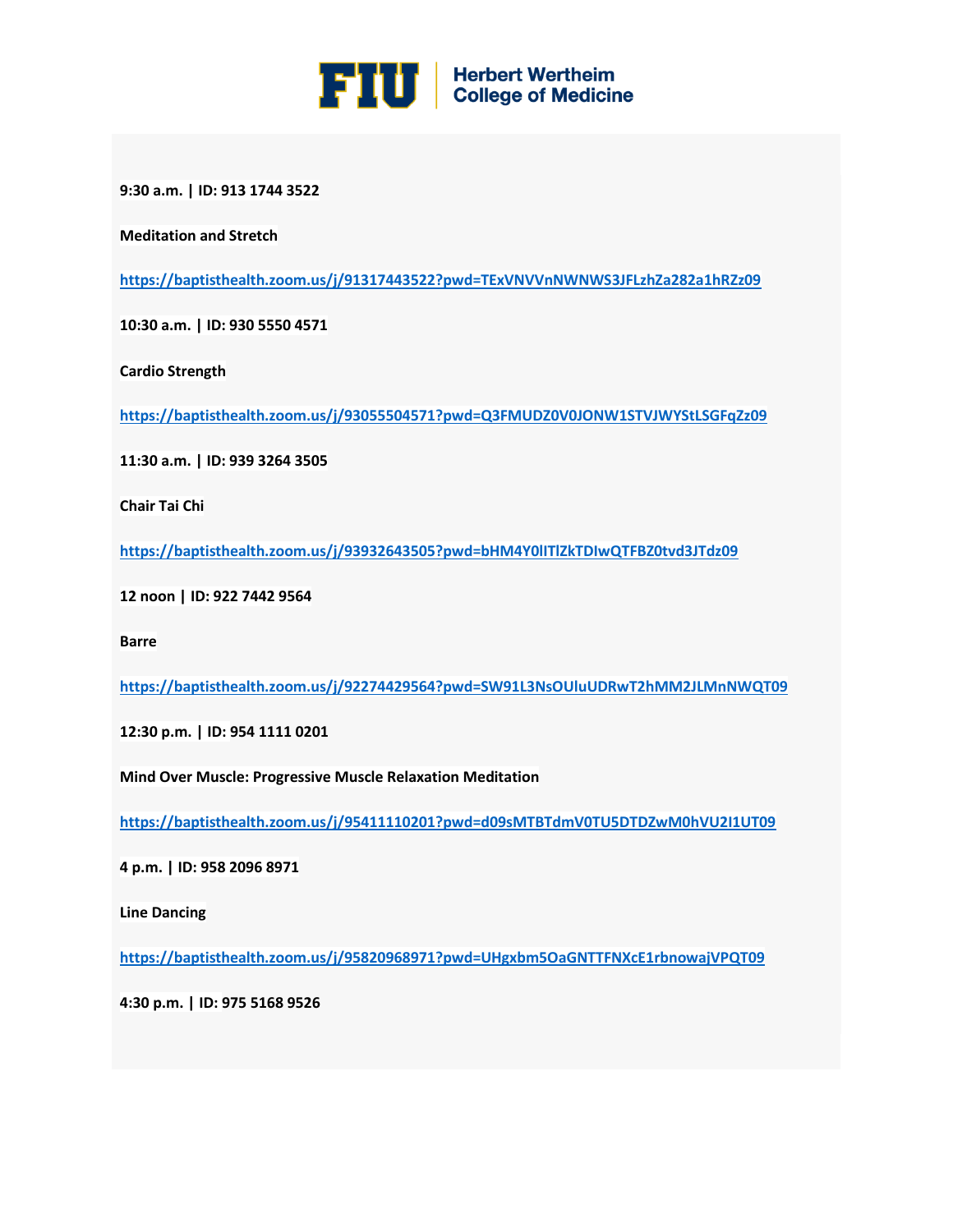**9:30 a.m. | ID: 913 1744 3522**

**Meditation and Stretch**

**https://baptisthealth.zoom.us/j/91317443522?pwd=TExVNVVnNWNWS3JFLzhZa282a1hRZz09**

**10:30 a.m. | ID: 930 5550 4571**

**Cardio Strength**

**https://baptisthealth.zoom.us/j/93055504571?pwd=Q3FMUDZ0V0JONW1STVJWYStLSGFqZz09**

**11:30 a.m. | ID: 939 3264 3505**

**Chair Tai Chi**

**https://baptisthealth.zoom.us/j/93932643505?pwd=bHM4Y0lITlZkTDIwQTFBZ0tvd3JTdz09**

**12 noon | ID: 922 7442 9564**

**Barre**

**https://baptisthealth.zoom.us/j/92274429564?pwd=SW91L3NsOUluUDRwT2hMM2JLMnNWQT09**

**12:30 p.m. | ID: 954 1111 0201**

**Mind Over Muscle: Progressive Muscle Relaxation Meditation**

**https://baptisthealth.zoom.us/j/95411110201?pwd=d09sMTBTdmV0TU5DTDZwM0hVU2I1UT09**

**4 p.m. | ID: 958 2096 8971**

**Line Dancing**

**https://baptisthealth.zoom.us/j/95820968971?pwd=UHgxbm5OaGNTTFNXcE1rbnowajVPQT09**

**4:30 p.m. | ID: 975 5168 9526**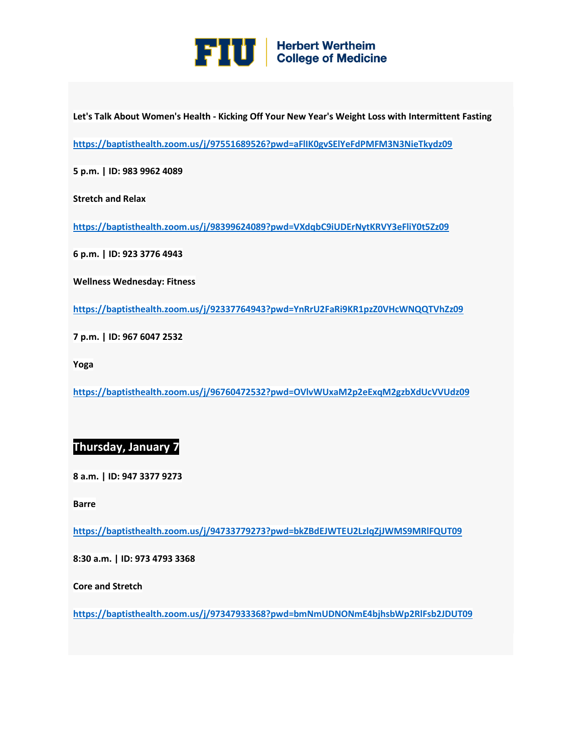**Let's Talk About Women's Health - Kicking Off Your New Year's Weight Loss with Intermittent Fasting**

**https://baptisthealth.zoom.us/j/97551689526?pwd=aFlIK0gvSElYeFdPMFM3N3NieTkydz09**

**5 p.m. | ID: 983 9962 4089**

**Stretch and Relax**

**https://baptisthealth.zoom.us/j/98399624089?pwd=VXdqbC9iUDErNytKRVY3eFliY0t5Zz09**

**6 p.m. | ID: 923 3776 4943**

**Wellness Wednesday: Fitness**

**https://baptisthealth.zoom.us/j/92337764943?pwd=YnRrU2FaRi9KR1pzZ0VHcWNQQTVhZz09**

**7 p.m. | ID: 967 6047 2532**

**Yoga**

**https://baptisthealth.zoom.us/j/96760472532?pwd=OVlvWUxaM2p2eExqM2gzbXdUcVVUdz09**

## Thursday, January 7

**8 a.m. | ID: 947 3377 9273**

**Barre**

**https://baptisthealth.zoom.us/j/94733779273?pwd=bkZBdEJWTEU2LzlqZjJWMS9MRlFQUT09**

**8:30 a.m. | ID: 973 4793 3368**

**Core and Stretch**

**https://baptisthealth.zoom.us/j/97347933368?pwd=bmNmUDNONmE4bjhsbWp2RlFsb2JDUT09**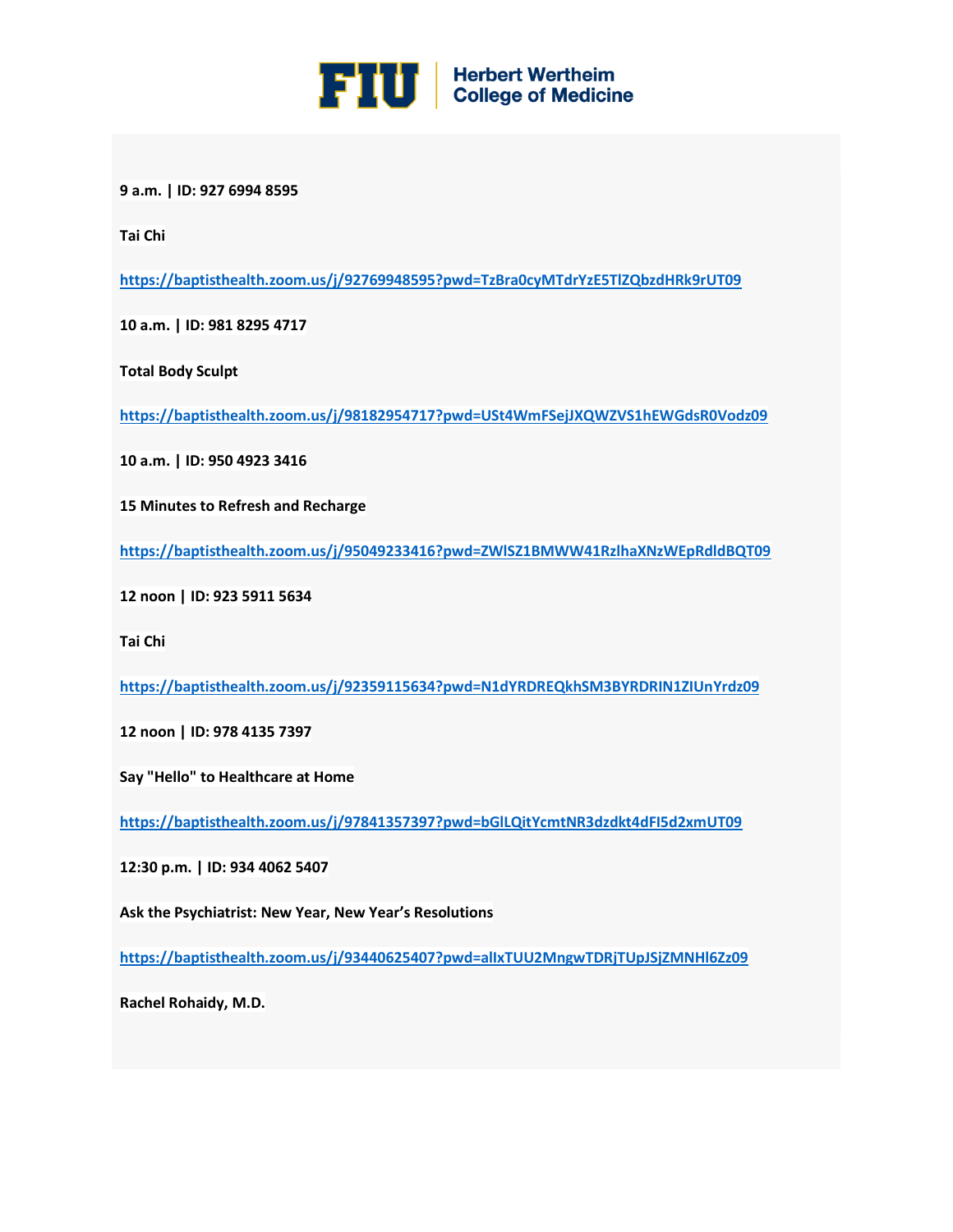**9 a.m. | ID: 927 6994 8595**

**Tai Chi**

https://baptisthealth.zoom.us/j/92769948595?pwd=TzBra0cyMTdrYzE5TlZQbzdHRk9rUT09

**10 a.m. | ID: 981 8295 4717**

**Total Body Sculpt**

https://baptisthealth.zoom.us/j/98182954717?pwd=USt4WmFSejJXQWZVS1hEWGdsR0Vodz09

**10 a.m. | ID: 950 4923 3416**

**15 Minutes to Refresh and Recharge**

https://baptisthealth.zoom.us/j/95049233416?pwd=ZWlSZ1BMWW41RzlhaXNzWEpRdldBQT09

**12 noon | ID: 923 5911 5634**

**Tai Chi**

https://baptisthealth.zoom.us/j/92359115634?pwd=N1dYRDREQkhSM3BYRDRIN1ZIUnYrdz09

**12 noon | ID: 978 4135 7397**

**Say "Hello" to Healthcare at Home**

https://baptisthealth.zoom.us/j/97841357397?pwd=bGlLQitYcmtNR3dzdkt4dFI5d2xmUT09

**12:30 p.m. | ID: 934 4062 5407**

**Ask the Psychiatrist: New Year, New Year's Resolutions**

https://baptisthealth.zoom.us/j/93440625407?pwd=alIxTUU2MngwTDRjTUpJSjZMNHl6Zz09

**Rachel Rohaidy, M.D.**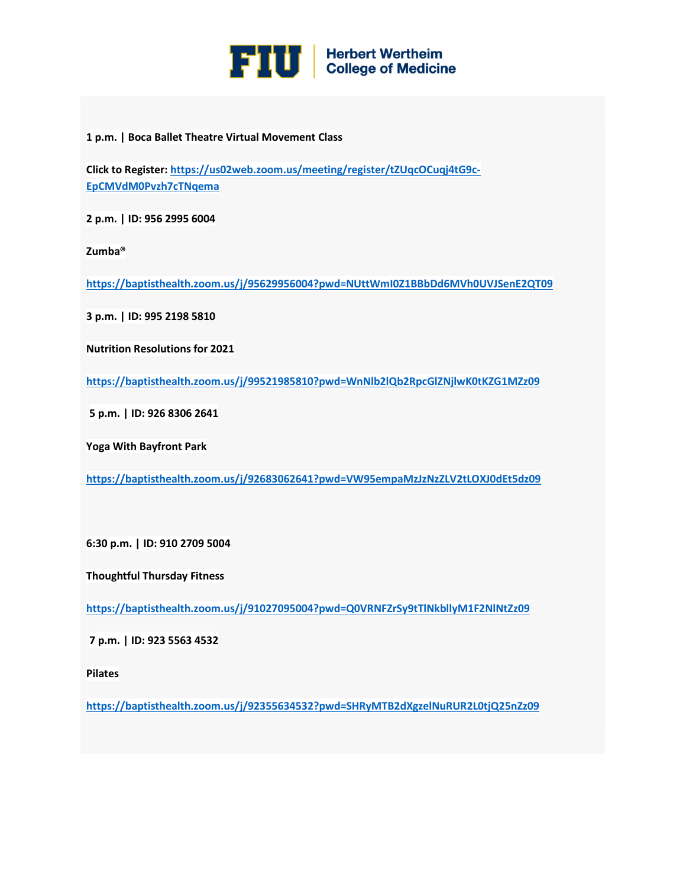**1 p.m. | Boca Ballet Theatre Virtual Movement Class**

**Click to Register:** https://us02web.zoom.us/meeting/register/tZUqcOCuqj4tG9c-EpCMVdM0Pvzh7cTNqema

**2 p.m. | ID: 956 2995 6004**

**Zumba®**

https://baptisthealth.zoom.us/j/95629956004?pwd=NUttWmI0Z1BBbDd6MVh0UVJSenE2QT09

**3 p.m. | ID: 995 2198 5810**

**Nutrition Resolutions for 2021**

https://baptisthealth.zoom.us/j/99521985810?pwd=WnNlb2lQb2RpcGlZNjlwK0tKZG1MZz09

**5 p.m. | ID: 926 8306 2641**

**Yoga With Bayfront Park**

https://baptisthealth.zoom.us/j/92683062641?pwd=VW95empaMzJzNzZLV2tLOXJ0dEt5dz09

**6:30 p.m. | ID: 910 2709 5004**

**Thoughtful Thursday Fitness**

https://baptisthealth.zoom.us/j/91027095004?pwd=Q0VRNFZrSy9tTlNkbllyM1F2NlNtZz09

**7 p.m. | ID: 923 5563 4532**

**Pilates**

https://baptisthealth.zoom.us/j/92355634532?pwd=SHRyMTB2dXgzelNuRUR2L0tjQ25nZz09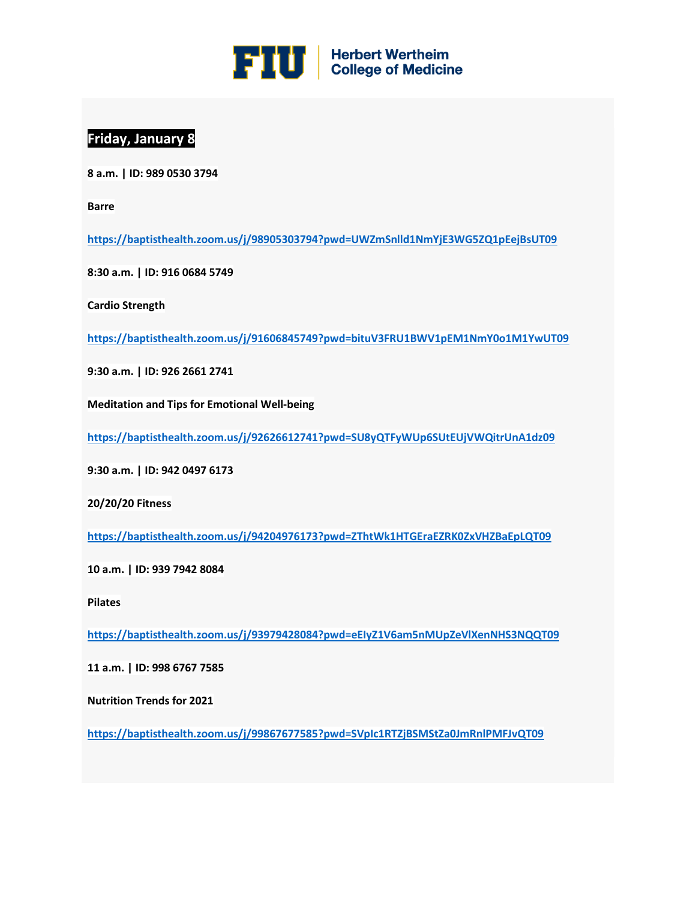## Friday, January 8

**8 a.m. | ID: 989 0530 3794**

**Barre**

https://baptisthealth.zoom.us/j/98905303794?pwd=UWZmSnlld1NmYjE3WG5ZQ1pEejBsUT09

**8:30 a.m. | ID: 916 0684 5749**

**Cardio Strength**

https://baptisthealth.zoom.us/j/91606845749?pwd=bituV3FRU1BWV1pEM1NmY0o1M1YwUT09

**9:30 a.m. | ID: 926 2661 2741**

**Meditation and Tips for Emotional Well-being**

https://baptisthealth.zoom.us/j/92626612741?pwd=SU8yQTFyWUp6SUtEUjVWQitrUnA1dz09

**9:30 a.m. | ID: 942 0497 6173**

**20/20/20 Fitness**

https://baptisthealth.zoom.us/j/94204976173?pwd=ZThtWk1HTGEraEZRK0ZxVHZBaEpLQT09

**10 a.m. | ID: 939 7942 8084**

**Pilates**

https://baptisthealth.zoom.us/j/93979428084?pwd=eElyZ1V6am5nMUpZeVlXenNHS3NQQT09

**11 a.m. | ID: 998 6767 7585**

**Nutrition Trends for 2021**

https://baptisthealth.zoom.us/j/99867677585?pwd=SVpIc1RTZjBSMStZa0JmRnlPMFJvQT09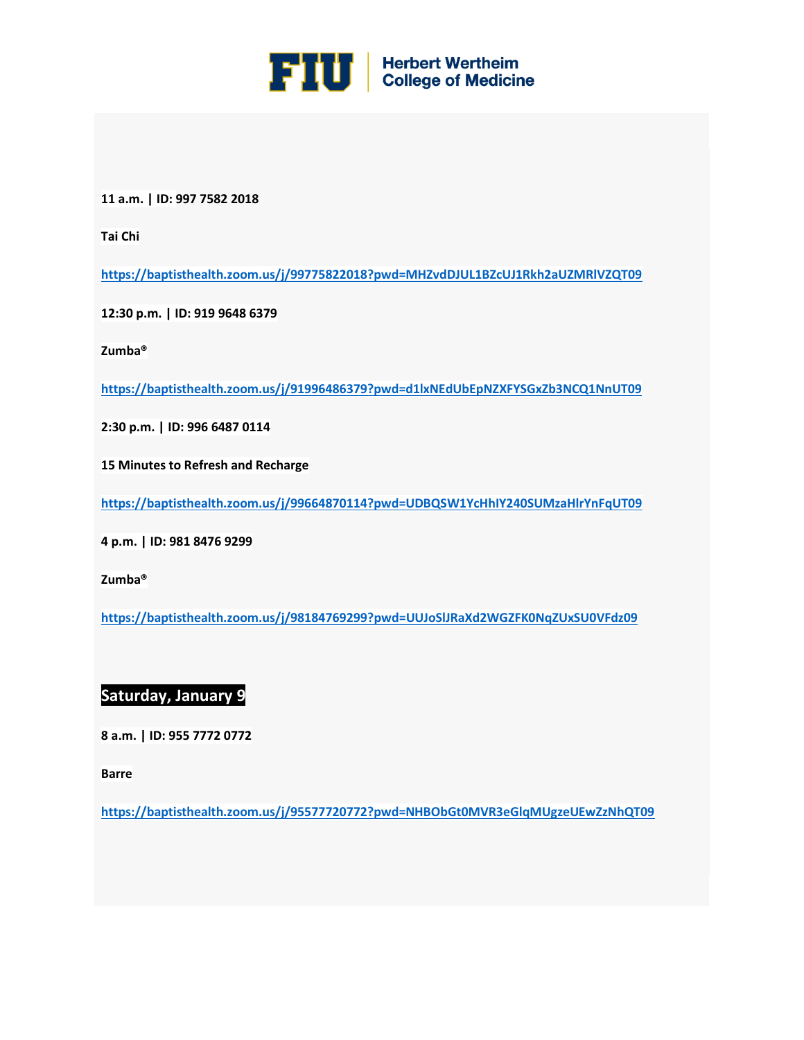**11 a.m. | ID: 997 7582 2018**

**Tai Chi**

**https://baptisthealth.zoom.us/j/99775822018?pwd=MHZvdDJUL1BZcUJ1Rkh2aUZMRlVZQT09**

**12:30 p.m. | ID: 919 9648 6379**

**Zumba®**

**https://baptisthealth.zoom.us/j/91996486379?pwd=d1lxNEdUbEpNZXFYSGxZb3NCQ1NnUT09**

**2:30 p.m. | ID: 996 6487 0114**

**15 Minutes to Refresh and Recharge**

**https://baptisthealth.zoom.us/j/99664870114?pwd=UDBQSW1YcHhIY240SUMzaHlrYnFqUT09**

**4 p.m. | ID: 981 8476 9299**

**Zumba®**

**https://baptisthealth.zoom.us/j/98184769299?pwd=UUJoSlJRaXd2WGZFK0NqZUxSU0VFdz09**

## Saturday, January 9

**8 a.m. | ID: 955 7772 0772**

**Barre**

**https://baptisthealth.zoom.us/j/95577720772?pwd=NHBObGt0MVR3eGlqMUgzeUEwZzNhQT09**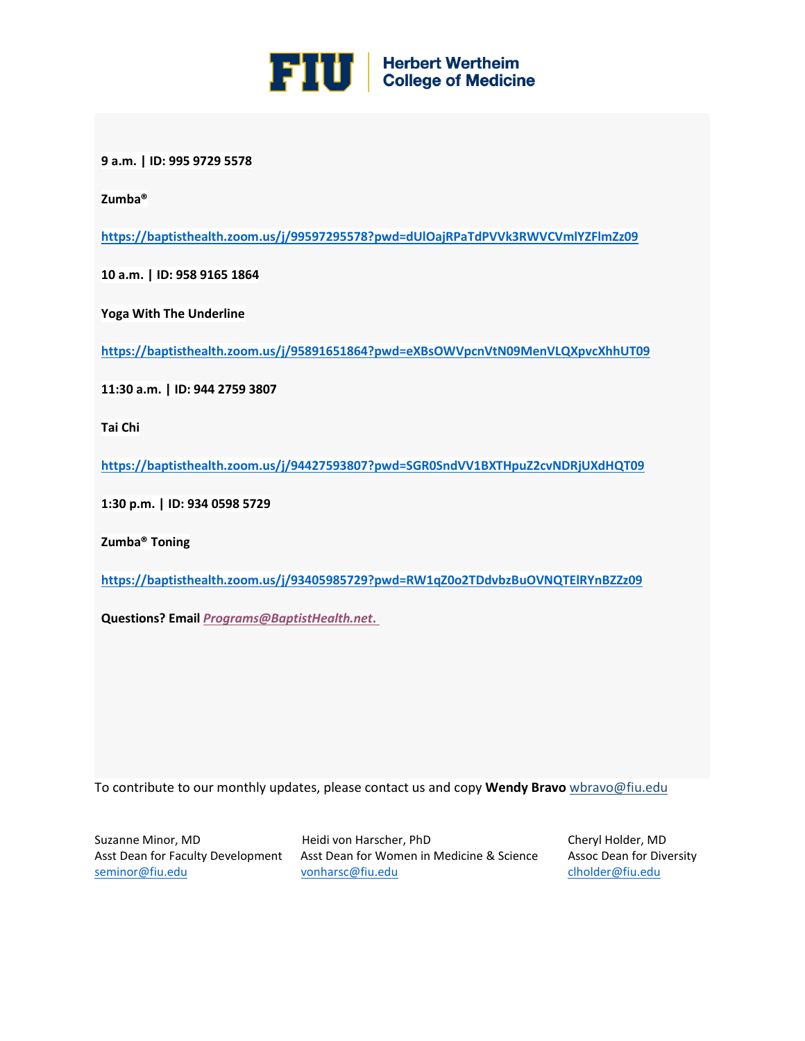**9 a.m. | ID: 995 9729 5578**

**Zumba®**

**https://baptisthealth.zoom.us/j/99597295578?pwd=dUlOajRPaTdPVVk3RWVCVmlYZFlmZz09**

**10 a.m. | ID: 958 9165 1864**

**Yoga With The Underline**

**https://baptisthealth.zoom.us/j/95891651864?pwd=eXBsOWVpcnVtN09MenVLQXpvcXhhUT09**

**11:30 a.m. | ID: 944 2759 3807**

**Tai Chi**

**https://baptisthealth.zoom.us/j/94427593807?pwd=SGR0SndVV1BXTHpuZ2cvNDRjUXdHQT09**

**1:30 p.m. | ID: 934 0598 5729**

**Zumba® Toning**

**https://baptisthealth.zoom.us/j/93405985729?pwd=RW1qZ0o2TDdvbzBuOVNQTElRYnBZZz09**

**Questions? Email *Programs@BaptistHealth.net.***

To contribute to our monthly updates, please contact us and copy **Wendy Bravo** wbravo@fiu.edu

Suzanne Minor, MD
Asst Dean for Faculty Development
seminor@fiu.edu

Heidi von Harscher, PhD
Asst Dean for Women in Medicine & Science
vonharsc@fiu.edu

Cheryl Holder, MD
Assoc Dean for Diversity
clholder@fiu.edu